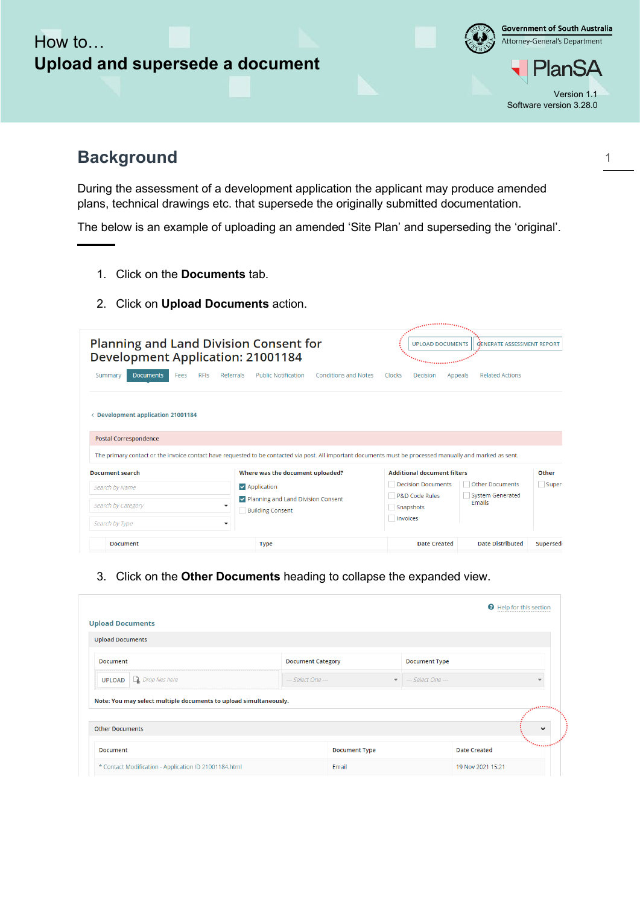How to…

# Upload and supersede a document

Government of South Australia
Attorney-General's Department

PlanSA

Version 1.1
Software version 3.28.0

## Background

During the assessment of a development application the applicant may produce amended plans, technical drawings etc. that supersede the originally submitted documentation.

The below is an example of uploading an amended 'Site Plan' and superseding the 'original'.

1. Click on the **Documents** tab.
2. Click on **Upload Documents** action.

3. Click on the **Other Documents** heading to collapse the expanded view.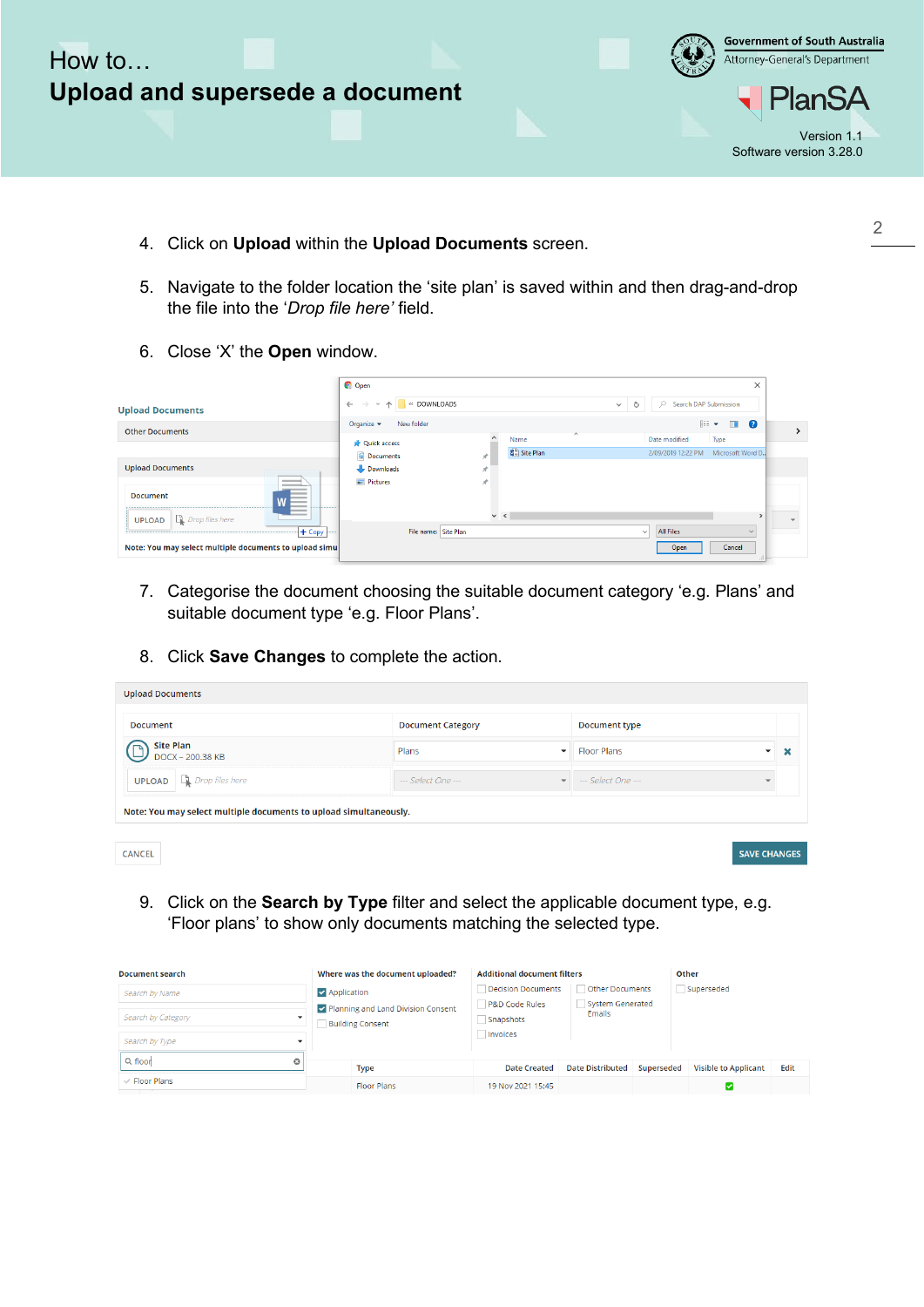4. Click on **Upload** within the **Upload Documents** screen.

5. Navigate to the folder location the 'site plan' is saved within and then drag-and-drop the file into the '*Drop file here'* field.

6. Close 'X' the **Open** window.

7. Categorise the document choosing the suitable document category 'e.g. Plans' and suitable document type 'e.g. Floor Plans'.

8. Click **Save Changes** to complete the action.

9. Click on the **Search by Type** filter and select the applicable document type, e.g. 'Floor plans' to show only documents matching the selected type.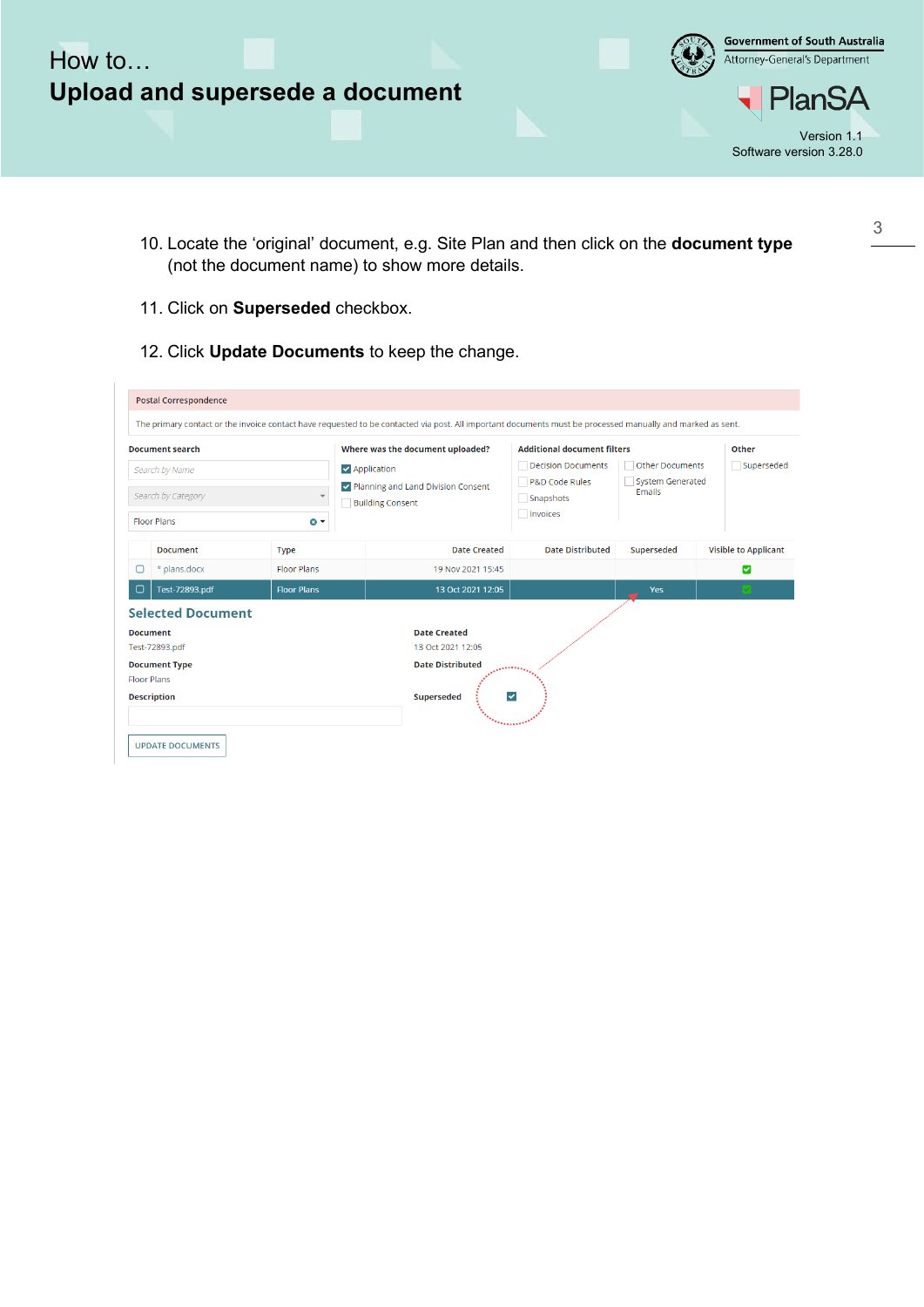10. Locate the 'original' document, e.g. Site Plan and then click on the **document type** (not the document name) to show more details.

11. Click on **Superseded** checkbox.

12. Click **Update Documents** to keep the change.

Postal Correspondence

The primary contact or the invoice contact have requested to be contacted via post. All important documents must be processed manually and marked as sent.

**Document search**

Search by Name

Search by Category

Floor Plans

**Where was the document uploaded?**

- [x] Application
- [x] Planning and Land Division Consent
- [ ] Building Consent

**Additional document filters**

- [ ] Decision Documents
- [ ] P&D Code Rules
- [ ] Snapshots
- [ ] Invoices
- [ ] Other Documents
- [ ] System Generated Emails

**Other**

- [ ] Superseded

| | Document | Type | Date Created | Date Distributed | Superseded | Visible to Applicant |
|---|---|---|---|---|---|---|
| ☐ | * plans.docx | Floor Plans | 19 Nov 2021 15:45 | | | ✓ |
| ☐ | Test-72893.pdf | Floor Plans | 13 Oct 2021 12:05 | | Yes | ✓ |

**Selected Document**

**Document**
Test-72893.pdf

**Date Created**
13 Oct 2021 12:05

**Document Type**
Floor Plans

**Date Distributed**

**Description**

**Superseded** ☑

UPDATE DOCUMENTS